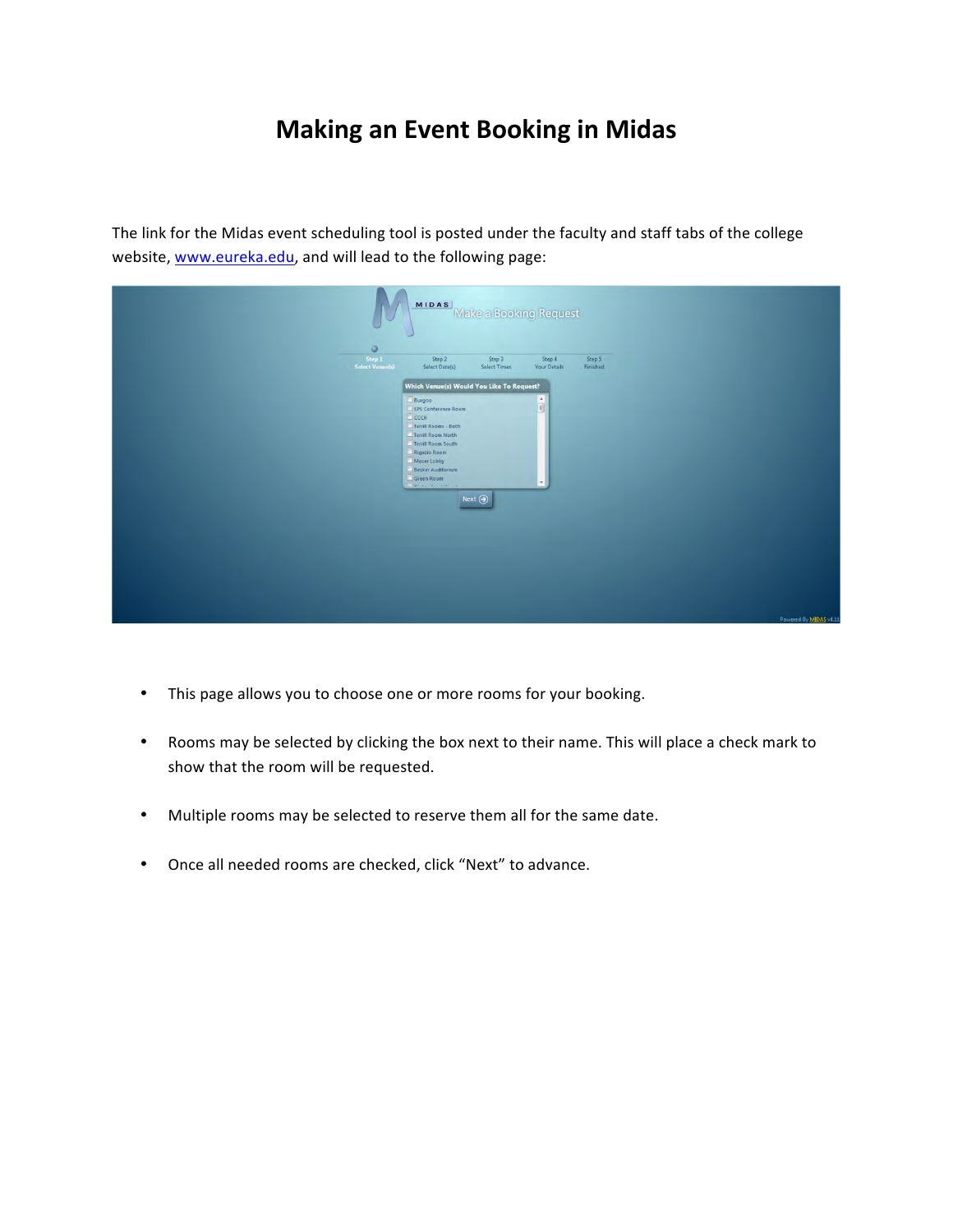# Making an Event Booking in Midas

The link for the Midas event scheduling tool is posted under the faculty and staff tabs of the college website, www.eureka.edu, and will lead to the following page:

- This page allows you to choose one or more rooms for your booking.
- Rooms may be selected by clicking the box next to their name. This will place a check mark to show that the room will be requested.
- Multiple rooms may be selected to reserve them all for the same date.
- Once all needed rooms are checked, click "Next" to advance.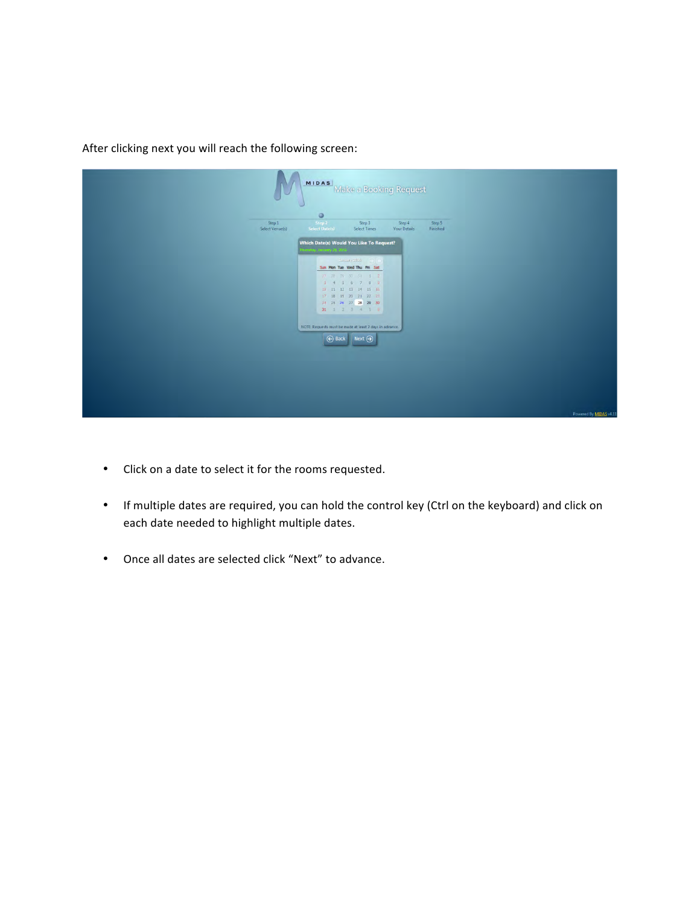After clicking next you will reach the following screen:

- Click on a date to select it for the rooms requested.
- If multiple dates are required, you can hold the control key (Ctrl on the keyboard) and click on each date needed to highlight multiple dates.
- Once all dates are selected click “Next” to advance.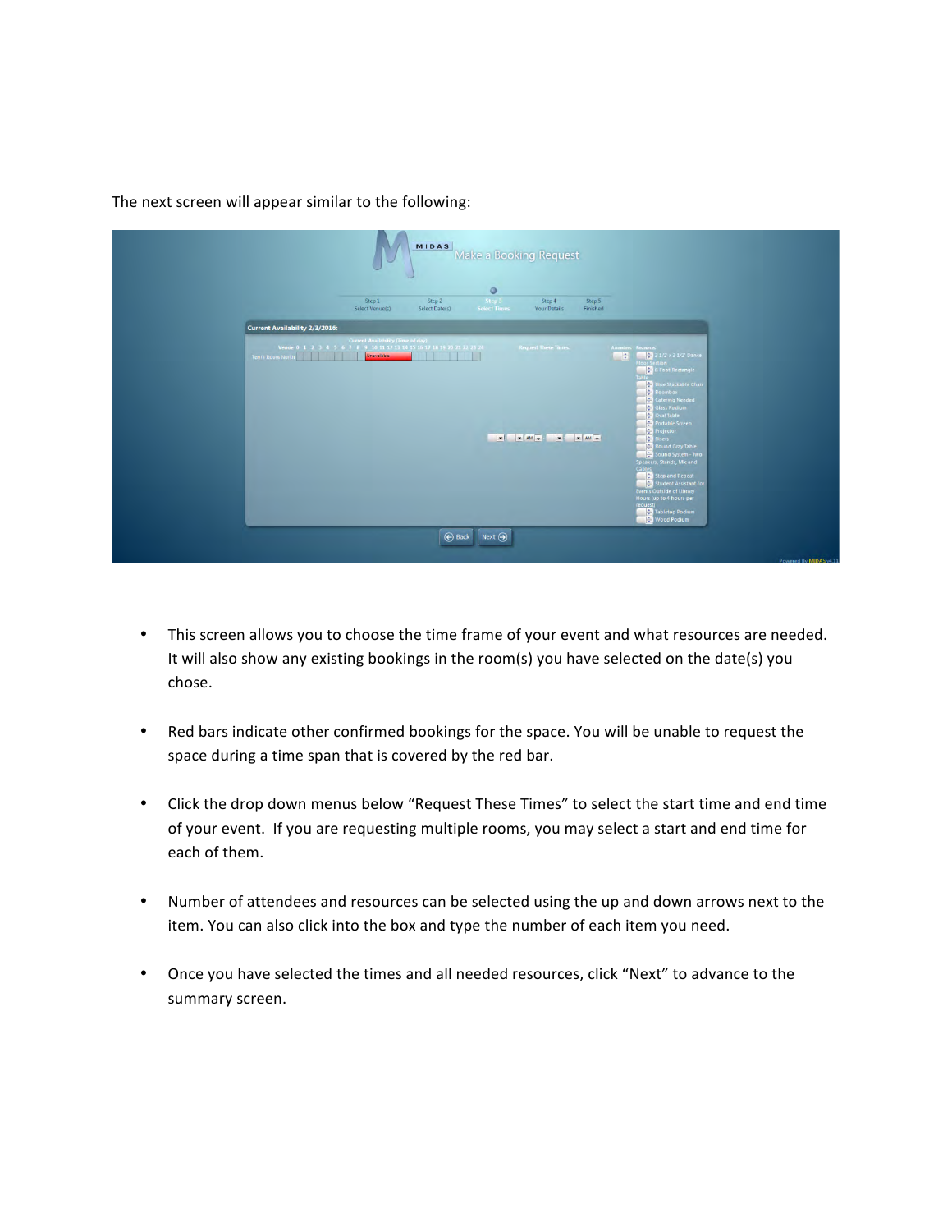The next screen will appear similar to the following:

- This screen allows you to choose the time frame of your event and what resources are needed. It will also show any existing bookings in the room(s) you have selected on the date(s) you chose.
- Red bars indicate other confirmed bookings for the space. You will be unable to request the space during a time span that is covered by the red bar.
- Click the drop down menus below "Request These Times" to select the start time and end time of your event. If you are requesting multiple rooms, you may select a start and end time for each of them.
- Number of attendees and resources can be selected using the up and down arrows next to the item. You can also click into the box and type the number of each item you need.
- Once you have selected the times and all needed resources, click "Next" to advance to the summary screen.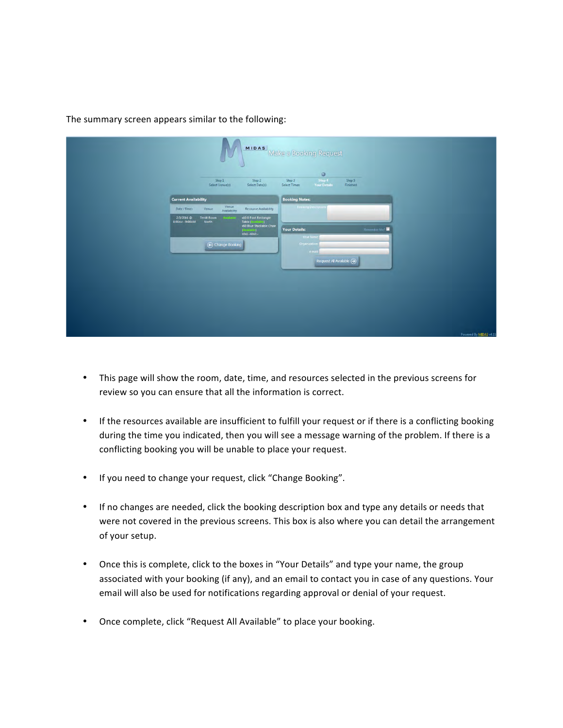The summary screen appears similar to the following:

- This page will show the room, date, time, and resources selected in the previous screens for review so you can ensure that all the information is correct.
- If the resources available are insufficient to fulfill your request or if there is a conflicting booking during the time you indicated, then you will see a message warning of the problem. If there is a conflicting booking you will be unable to place your request.
- If you need to change your request, click "Change Booking".
- If no changes are needed, click the booking description box and type any details or needs that were not covered in the previous screens. This box is also where you can detail the arrangement of your setup.
- Once this is complete, click to the boxes in "Your Details" and type your name, the group associated with your booking (if any), and an email to contact you in case of any questions. Your email will also be used for notifications regarding approval or denial of your request.
- Once complete, click "Request All Available" to place your booking.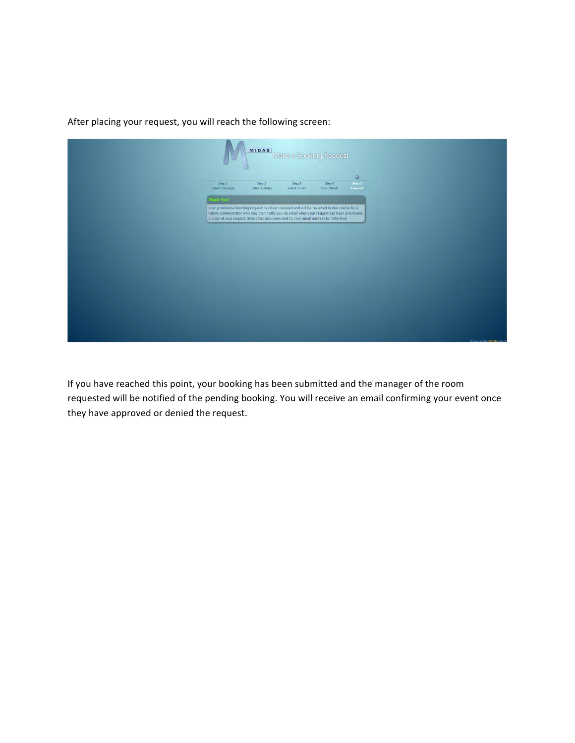After placing your request, you will reach the following screen:

If you have reached this point, your booking has been submitted and the manager of the room requested will be notified of the pending booking. You will receive an email confirming your event once they have approved or denied the request.